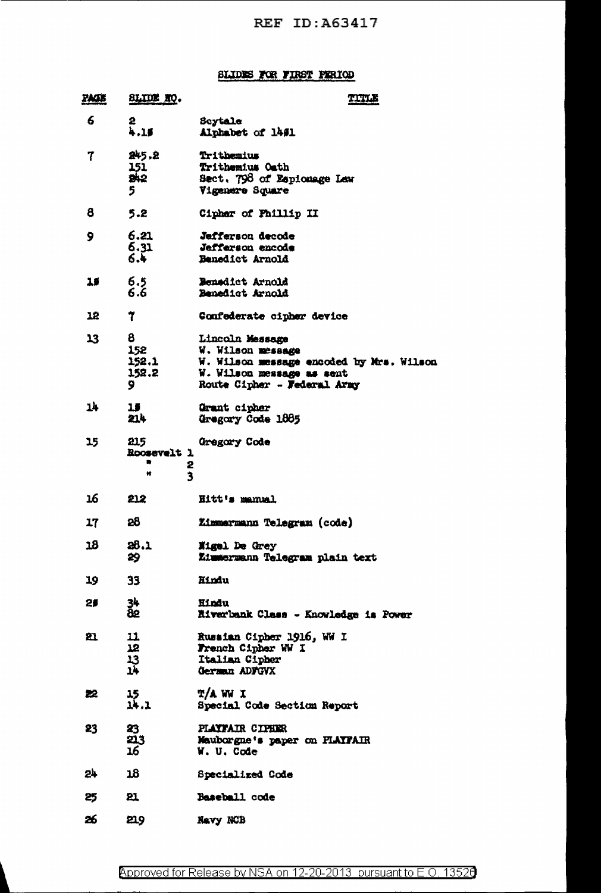## SLIDES FOR FIRST PERIOD

| PAGE | SLIDE NO. | TITLE |
|---|---|---|
| 6 | 2 | Scytale |
| | 4.10 | Alphabet of 1401 |
| 7 | 245.2 | Trithemius |
| | 151 | Trithemius Oath |
| | 242 | Sect. 798 of Espionage Law |
| | 5 | Vigenere Square |
| 8 | 5.2 | Cipher of Phillip II |
| 9 | 6.21 | Jefferson decode |
| | 6.31 | Jefferson encode |
| | 6.4 | Benedict Arnold |
| 10 | 6.5 | Benedict Arnold |
| | 6.6 | Benedict Arnold |
| 12 | 7 | Confederate cipher device |
| 13 | 8 | Lincoln Message |
| | 152 | W. Wilson message |
| | 152.1 | W. Wilson message encoded by Mrs. Wilson |
| | 152.2 | W. Wilson message as sent |
| | 9 | Route Cipher - Federal Army |
| 14 | 10 | Grant cipher |
| | 214 | Gregory Code 1885 |
| 15 | 215 | Gregory Code |
| | Roosevelt 1 | |
| | " 2 | |
| | " 3 | |
| 16 | 212 | Hitt's manual |
| 17 | 28 | Zimmermann Telegram (code) |
| 18 | 28.1 | Nigel De Grey |
| | 29 | Zimmermann Telegram plain text |
| 19 | 33 | Hindu |
| 20 | 34 | Hindu |
| | 82 | Riverbank Class - Knowledge is Power |
| 21 | 11 | Russian Cipher 1916, WW I |
| | 12 | French Cipher WW I |
| | 13 | Italian Cipher |
| | 14 | German ADFGVX |
| 22 | 15 | T/A WW I |
| | 14.1 | Special Code Section Report |
| 23 | 23 | PLAYFAIR CIPHER |
| | 213 | Mauborgne's paper on PLAYFAIR |
| | 16 | W. U. Code |
| 24 | 18 | Specialized Code |
| 25 | 21 | Baseball code |
| 26 | 219 | Navy NCB |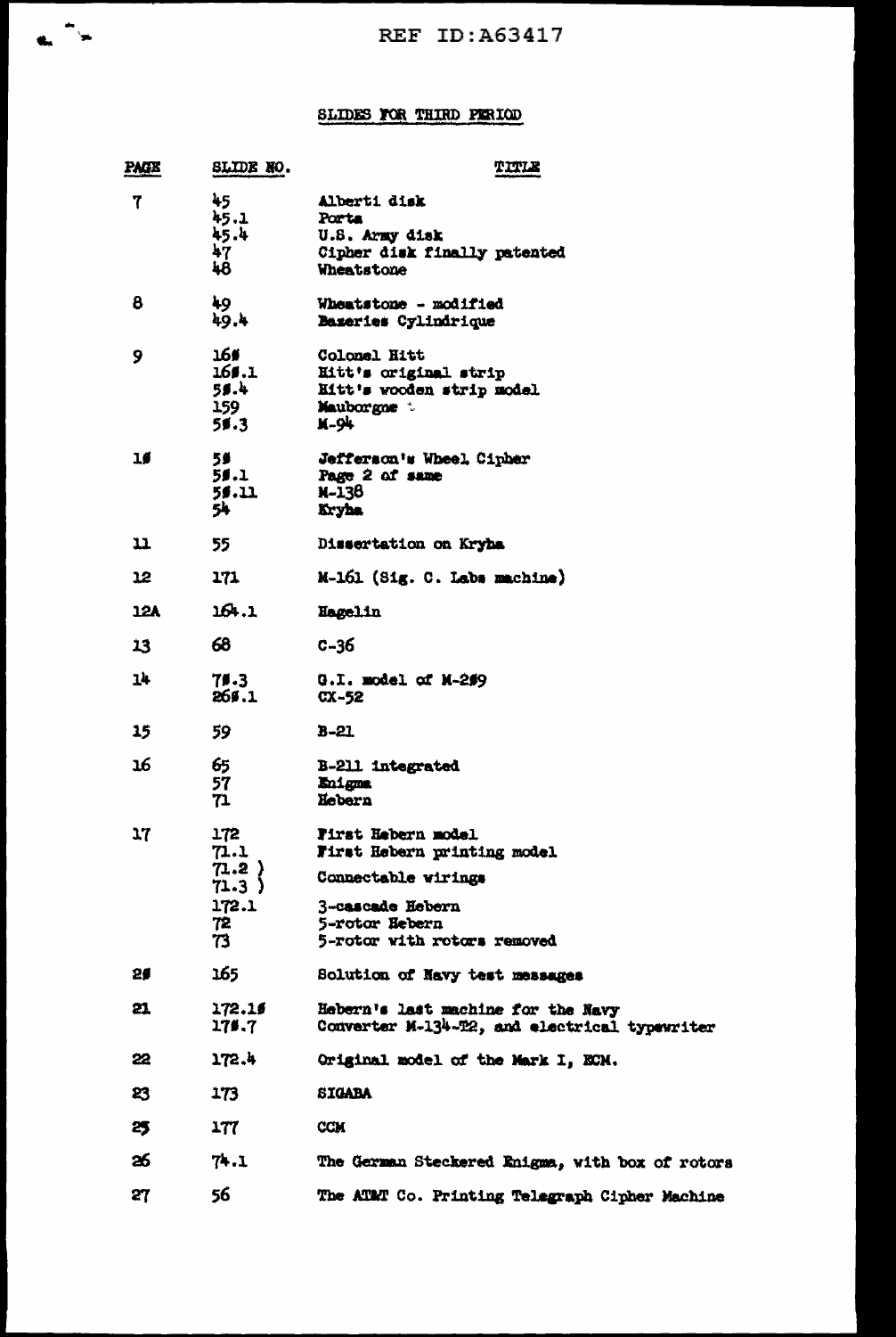REF ID:A63417

## SLIDES FOR THIRD PERIOD

| PAGE | SLIDE NO. | TITLE |
|---|---|---|
| 7 | 45 | Alberti disk |
| | 45.1 | Porta |
| | 45.4 | U.S. Army disk |
| | 47 | Cipher disk finally patented |
| | 48 | Wheatstone |
| 8 | 49 | Wheatstone - modified |
| | 49.4 | Bazeries Cylindrique |
| 9 | 160 | Colonel Hitt |
| | 160.1 | Hitt's original strip |
| | 50.4 | Hitt's wooden strip model |
| | 159 | Mauborgne |
| | 50.3 | M-94 |
| 10 | 50 | Jefferson's Wheel Cipher |
| | 50.1 | Page 2 of same |
| | 50.11 | M-138 |
| | 54 | Kryha |
| 11 | 55 | Dissertation on Kryha |
| 12 | 171 | M-161 (Sig. C. Labs machine) |
| 12A | 164.1 | Hagelin |
| 13 | 68 | C-36 |
| 14 | 70.3 | G.I. model of M-209 |
| | 260.1 | CX-52 |
| 15 | 59 | B-21 |
| 16 | 65 | B-211 integrated |
| | 57 | Enigma |
| | 71 | Hebern |
| 17 | 172 | First Hebern model |
| | 71.1 | First Hebern printing model |
| | 71.2 ) 71.3 ) | Connectable wirings |
| | 172.1 | 3-cascade Hebern |
| | 72 | 5-rotor Hebern |
| | 73 | 5-rotor with rotors removed |
| 20 | 165 | Solution of Navy test messages |
| 21 | 172.10 | Hebern's last machine for the Navy |
| | 170.7 | Converter M-134-T2, and electrical typewriter |
| 22 | 172.4 | Original model of the Mark I, ECM. |
| 23 | 173 | SIGABA |
| 25 | 177 | CCM |
| 26 | 74.1 | The German Steckered Enigma, with box of rotors |
| 27 | 56 | The AT&T Co. Printing Telegraph Cipher Machine |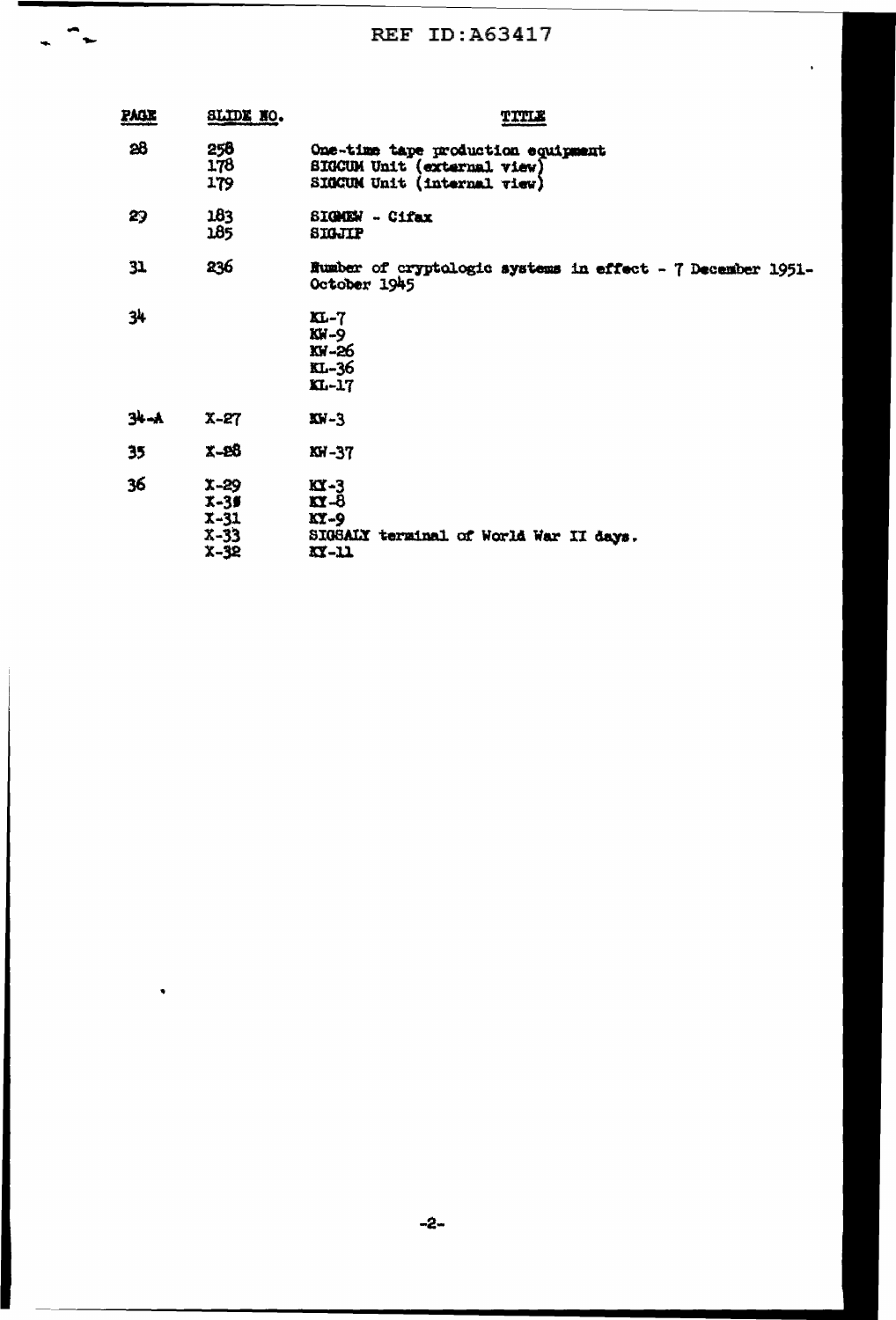REF ID:A63417

| PAGE | SLIDE NO. | TITLE |
|---|---|---|
| 28 | 258 | One-time tape production equipment |
| | 178 | SIGCUM Unit (external view) |
| | 179 | SIGCUM Unit (internal view) |
| 29 | 183 | SIGMEW - Cifax |
| | 185 | SIGJIP |
| 31 | 236 | Number of cryptologic systems in effect - 7 December 1951-October 1945 |
| 34 | | KL-7 |
| | | KW-9 |
| | | KW-26 |
| | | KL-36 |
| | | KL-17 |
| 34-A | X-27 | KW-3 |
| 35 | X-28 | KW-37 |
| 36 | X-29 | KY-3 |
| | X-30 | KY-8 |
| | X-31 | KY-9 |
| | X-33 | SIGSALY terminal of World War II days. |
| | X-32 | KY-11 |